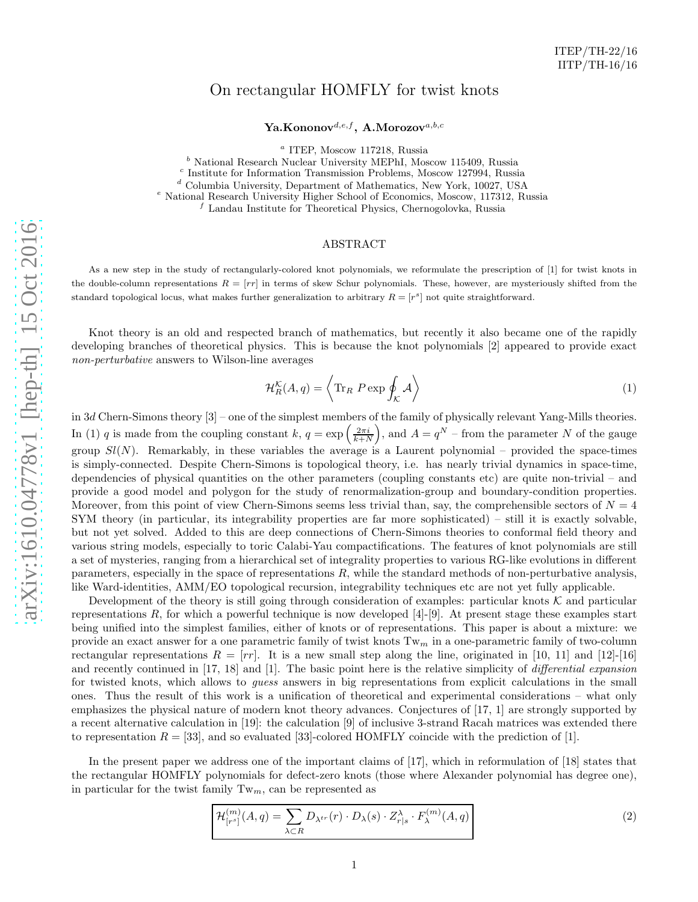ITEP/TH-22/16
IITP/TH-16/16

# On rectangular HOMFLY for twist knots

**Ya.Kononov**[d,e,f], **A.Morozov**[a,b,c]

[a] ITEP, Moscow 117218, Russia
[b] National Research Nuclear University MEPhI, Moscow 115409, Russia
[c] Institute for Information Transmission Problems, Moscow 127994, Russia
[d] Columbia University, Department of Mathematics, New York, 10027, USA
[e] National Research University Higher School of Economics, Moscow, 117312, Russia
[f] Landau Institute for Theoretical Physics, Chernogolovka, Russia

## ABSTRACT

As a new step in the study of rectangularly-colored knot polynomials, we reformulate the prescription of [1] for twist knots in the double-column representations $R = [rr]$ in terms of skew Schur polynomials. These, however, are mysteriously shifted from the standard topological locus, what makes further generalization to arbitrary $R = [r^s]$ not quite straightforward.

Knot theory is an old and respected branch of mathematics, but recently it also became one of the rapidly developing branches of theoretical physics. This is because the knot polynomials [2] appeared to provide exact *non-perturbative* answers to Wilson-line averages

$$\mathcal{H}_R^{\mathcal{K}}(A,q) = \left\langle \mathrm{Tr}_R \, P\exp \oint_{\mathcal{K}} \mathcal{A} \right\rangle \tag{1}$$

in $3d$ Chern-Simons theory [3] – one of the simplest members of the family of physically relevant Yang-Mills theories. In (1) $q$ is made from the coupling constant $k$, $q = \exp\left(\frac{2\pi i}{k+N}\right)$, and $A = q^N$ – from the parameter $N$ of the gauge group $Sl(N)$. Remarkably, in these variables the average is a Laurent polynomial – provided the space-times is simply-connected. Despite Chern-Simons is topological theory, i.e. has nearly trivial dynamics in space-time, dependencies of physical quantities on the other parameters (coupling constants etc) are quite non-trivial – and provide a good model and polygon for the study of renormalization-group and boundary-condition properties. Moreover, from this point of view Chern-Simons seems less trivial than, say, the comprehensible sectors of $N = 4$ SYM theory (in particular, its integrability properties are far more sophisticated) – still it is exactly solvable, but not yet solved. Added to this are deep connections of Chern-Simons theories to conformal field theory and various string models, especially to toric Calabi-Yau compactifications. The features of knot polynomials are still a set of mysteries, ranging from a hierarchical set of integrality properties to various RG-like evolutions in different parameters, especially in the space of representations $R$, while the standard methods of non-perturbative analysis, like Ward-identities, AMM/EO topological recursion, integrability techniques etc are not yet fully applicable.

Development of the theory is still going through consideration of examples: particular knots $\mathcal{K}$ and particular representations $R$, for which a powerful technique is now developed [4]-[9]. At present stage these examples start being unified into the simplest families, either of knots or of representations. This paper is about a mixture: we provide an exact answer for a one parametric family of twist knots $\mathrm{Tw}_m$ in a one-parametric family of two-column rectangular representations $R = [rr]$. It is a new small step along the line, originated in [10, 11] and [12]-[16] and recently continued in [17, 18] and [1]. The basic point here is the relative simplicity of *differential expansion* for twisted knots, which allows to *guess* answers in big representations from explicit calculations in the small ones. Thus the result of this work is a unification of theoretical and experimental considerations – what only emphasizes the physical nature of modern knot theory advances. Conjectures of [17, 1] are strongly supported by a recent alternative calculation in [19]: the calculation [9] of inclusive 3-strand Racah matrices was extended there to representation $R = [33]$, and so evaluated [33]-colored HOMFLY coincide with the prediction of [1].

In the present paper we address one of the important claims of [17], which in reformulation of [18] states that the rectangular HOMFLY polynomials for defect-zero knots (those where Alexander polynomial has degree one), in particular for the twist family $\mathrm{Tw}_m$, can be represented as

$$\boxed{\mathcal{H}_{[r^s]}^{(m)}(A,q) = \sum_{\lambda\subset R} D_{\lambda^{tr}}(r)\cdot D_\lambda(s)\cdot Z_{r|s}^{\lambda}\cdot F_\lambda^{(m)}(A,q)} \tag{2}$$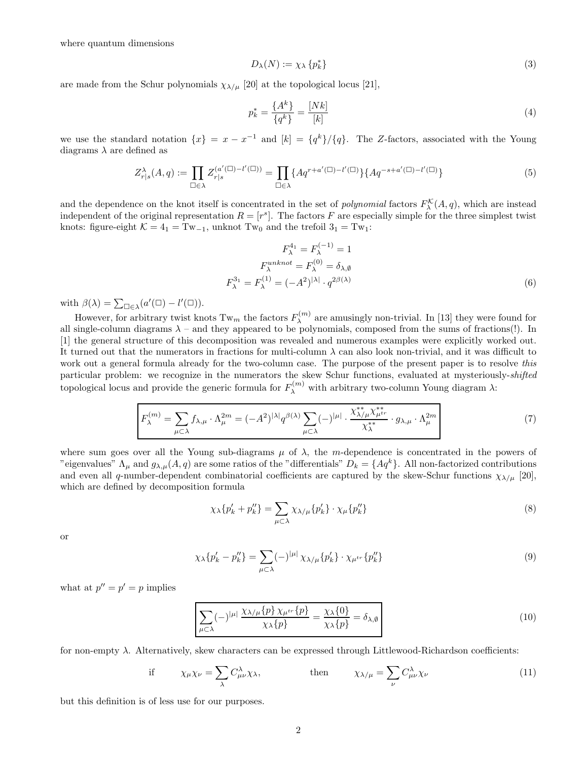where quantum dimensions

$$D_\lambda(N) := \chi_\lambda\left\{p_k^*\right\} \tag{3}$$

are made from the Schur polynomials $\chi_{\lambda/\mu}$ [20] at the topological locus [21],

$$p_k^* = \frac{\{A^k\}}{\{q^k\}} = \frac{[Nk]}{[k]} \tag{4}$$

we use the standard notation $\{x\} = x - x^{-1}$ and $[k] = \{q^k\}/\{q\}$. The $Z$-factors, associated with the Young diagrams $\lambda$ are defined as

$$Z_{r|s}^{\lambda}(A,q) := \prod_{\square\in\lambda} Z_{r|s}^{(a'(\square)-l'(\square))} = \prod_{\square\in\lambda}\{Aq^{r+a'(\square)-l'(\square)}\}\{Aq^{-s+a'(\square)-l'(\square)}\} \tag{5}$$

and the dependence on the knot itself is concentrated in the set of *polynomial* factors $F_\lambda^{\mathcal{K}}(A,q)$, which are instead independent of the original representation $R = [r^s]$. The factors $F$ are especially simple for the three simplest twist knots: figure-eight $\mathcal{K} = 4_1 = \text{Tw}_{-1}$, unknot $\text{Tw}_0$ and the trefoil $3_1 = \text{Tw}_1$:

$$\begin{gathered}
F_\lambda^{4_1} = F_\lambda^{(-1)} = 1 \\
F_\lambda^{unknot} = F_\lambda^{(0)} = \delta_{\lambda,\emptyset} \\
F_\lambda^{3_1} = F_\lambda^{(1)} = (-A^2)^{|\lambda|}\cdot q^{2\beta(\lambda)}
\end{gathered} \tag{6}$$

with $\beta(\lambda) = \sum_{\square\in\lambda}(a'(\square) - l'(\square))$.

However, for arbitrary twist knots $\text{Tw}_m$ the factors $F_\lambda^{(m)}$ are amusingly non-trivial. In [13] they were found for all single-column diagrams $\lambda$ – and they appeared to be polynomials, composed from the sums of fractions(!). In [1] the general structure of this decomposition was revealed and numerous examples were explicitly worked out. It turned out that the numerators in fractions for multi-column $\lambda$ can also look non-trivial, and it was difficult to work out a general formula already for the two-column case. The purpose of the present paper is to resolve *this* particular problem: we recognize in the numerators the skew Schur functions, evaluated at mysteriously-*shifted* topological locus and provide the generic formula for $F_\lambda^{(m)}$ with arbitrary two-column Young diagram $\lambda$:

$$\boxed{F_\lambda^{(m)} = \sum_{\mu\subset\lambda} f_{\lambda,\mu}\cdot\Lambda_\mu^{2m} = (-A^2)^{|\lambda|}q^{\beta(\lambda)}\sum_{\mu\subset\lambda}(-)^{|\mu|}\cdot\frac{\chi_{\lambda/\mu}^{**}\chi_{\mu^{tr}}^{**}}{\chi_\lambda^{**}}\cdot g_{\lambda,\mu}\cdot\Lambda_\mu^{2m}} \tag{7}$$

where sum goes over all the Young sub-diagrams $\mu$ of $\lambda$, the $m$-dependence is concentrated in the powers of "eigenvalues" $\Lambda_\mu$ and $g_{\lambda,\mu}(A,q)$ are some ratios of the "differentials" $D_k = \{Aq^k\}$. All non-factorized contributions and even all $q$-number-dependent combinatorial coefficients are captured by the skew-Schur functions $\chi_{\lambda/\mu}$ [20], which are defined by decomposition formula

$$\chi_\lambda\{p_k' + p_k''\} = \sum_{\mu\subset\lambda}\chi_{\lambda/\mu}\{p_k'\}\cdot\chi_\mu\{p_k''\} \tag{8}$$

or

$$\chi_\lambda\{p_k' - p_k''\} = \sum_{\mu\subset\lambda}(-)^{|\mu|}\,\chi_{\lambda/\mu}\{p_k'\}\cdot\chi_{\mu^{tr}}\{p_k''\} \tag{9}$$

what at $p'' = p' = p$ implies

$$\boxed{\sum_{\mu\subset\lambda}(-)^{|\mu|}\,\frac{\chi_{\lambda/\mu}\{p\}\,\chi_{\mu^{tr}}\{p\}}{\chi_\lambda\{p\}} = \frac{\chi_\lambda\{0\}}{\chi_\lambda\{p\}} = \delta_{\lambda,\emptyset}} \tag{10}$$

for non-empty $\lambda$. Alternatively, skew characters can be expressed through Littlewood-Richardson coefficients:

$$\text{if}\qquad \chi_\mu\chi_\nu = \sum_\lambda C_{\mu\nu}^\lambda\chi_\lambda, \qquad\qquad \text{then}\qquad \chi_{\lambda/\mu} = \sum_\nu C_{\mu\nu}^\lambda\chi_\nu \tag{11}$$

but this definition is of less use for our purposes.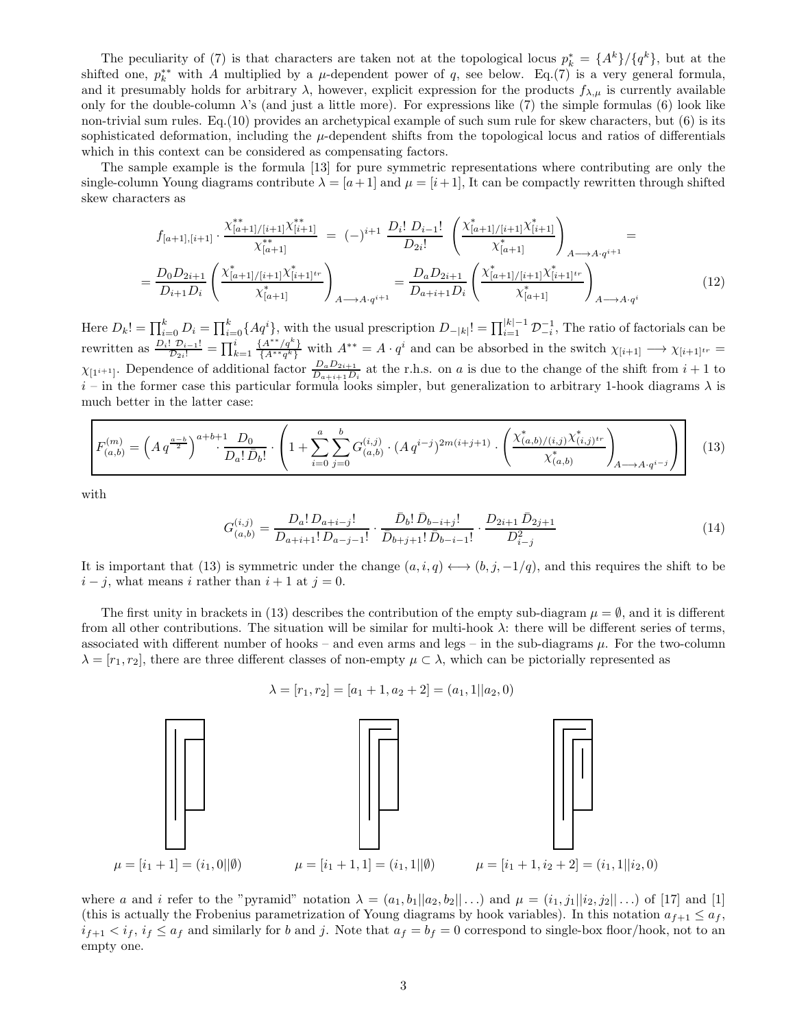The peculiarity of (7) is that characters are taken not at the topological locus $p^*_k = \{A^k\}/\{q^k\}$, but at the shifted one, $p^{**}_k$ with $A$ multiplied by a $\mu$-dependent power of $q$, see below. Eq.(7) is a very general formula, and it presumably holds for arbitrary $\lambda$, however, explicit expression for the products $f_{\lambda,\mu}$ is currently available only for the double-column $\lambda$'s (and just a little more). For expressions like (7) the simple formulas (6) look like non-trivial sum rules. Eq.(10) provides an archetypical example of such sum rule for skew characters, but (6) is its sophisticated deformation, including the $\mu$-dependent shifts from the topological locus and ratios of differentials which in this context can be considered as compensating factors.

The sample example is the formula [13] for pure symmetric representations where contributing are only the single-column Young diagrams contribute $\lambda = [a+1]$ and $\mu = [i+1]$, It can be compactly rewritten through shifted skew characters as

$$f_{[a+1],[i+1]} \cdot \frac{\chi^{**}_{[a+1]/[i+1]}\chi^{**}_{[i+1]}}{\chi^{**}_{[a+1]}} \;=\; (-)^{i+1}\,\frac{D_i!\;D_{i-1}!}{D_{2i}!}\;\left(\frac{\chi^{*}_{[a+1]/[i+1]}\chi^{*}_{[i+1]}}{\chi^{*}_{[a+1]}}\right)_{A\longrightarrow A\cdot q^{i+1}} =$$

$$= \frac{D_0 D_{2i+1}}{D_{i+1}D_i}\left(\frac{\chi^{*}_{[a+1]/[i+1]}\chi^{*}_{[i+1]^{tr}}}{\chi^{*}_{[a+1]}}\right)_{A\longrightarrow A\cdot q^{i+1}} = \frac{D_a D_{2i+1}}{D_{a+i+1}D_i}\left(\frac{\chi^{*}_{[a+1]/[i+1]}\chi^{*}_{[i+1]^{tr}}}{\chi^{*}_{[a+1]}}\right)_{A\longrightarrow A\cdot q^{i}} \tag{12}$$

Here $D_k! = \prod_{i=0}^k D_i = \prod_{i=0}^k \{Aq^i\}$, with the usual prescription $D_{-|k|}! = \prod_{i=1}^{|k|-1}\mathcal{D}^{-1}_{-i}$, The ratio of factorials can be rewritten as $\frac{D_i!\;\mathcal{D}_{i-1}!}{\mathcal{D}_{2i}!} = \prod_{k=1}^{i}\frac{\{A^{**}/q^k\}}{\{A^{**}q^k\}}$ with $A^{**} = A\cdot q^i$ and can be absorbed in the switch $\chi_{[i+1]} \longrightarrow \chi_{[i+1]^{tr}} = \chi_{[1^{i+1}]}$. Dependence of additional factor $\frac{D_a D_{2i+1}}{D_{a+i+1}D_i}$ at the r.h.s. on $a$ is due to the change of the shift from $i+1$ to $i$ – in the former case this particular formula looks simpler, but generalization to arbitrary 1-hook diagrams $\lambda$ is much better in the latter case:

$$\boxed{F^{(m)}_{(a,b)} = \left(A\,q^{\frac{a-b}{2}}\right)^{a+b+1}\cdot\frac{D_0}{D_a!\,\bar D_b!}\cdot\left(1+\sum_{i=0}^{a}\sum_{j=0}^{b} G^{(i,j)}_{(a,b)}\cdot\left(A\,q^{i-j}\right)^{2m(i+j+1)}\cdot\left(\frac{\chi^{*}_{(a,b)/(i,j)}\chi^{*}_{(i,j)^{tr}}}{\chi^{*}_{(a,b)}}\right)_{A\longrightarrow A\cdot q^{i-j}}\right)} \tag{13}$$

with

$$G^{(i,j)}_{(a,b)} = \frac{D_a!\,D_{a+i-j}!}{D_{a+i+1}!\,D_{a-j-1}!}\cdot\frac{\bar D_b!\,\bar D_{b-i+j}!}{\bar D_{b+j+1}!\,\bar D_{b-i-1}!}\cdot\frac{D_{2i+1}\,\bar D_{2j+1}}{D^2_{i-j}} \tag{14}$$

It is important that (13) is symmetric under the change $(a,i,q)\longleftrightarrow(b,j,-1/q)$, and this requires the shift to be $i-j$, what means $i$ rather than $i+1$ at $j=0$.

The first unity in brackets in (13) describes the contribution of the empty sub-diagram $\mu=\emptyset$, and it is different from all other contributions. The situation will be similar for multi-hook $\lambda$: there will be different series of terms, associated with different number of hooks – and even arms and legs – in the sub-diagrams $\mu$. For the two-column $\lambda = [r_1,r_2]$, there are three different classes of non-empty $\mu\subset\lambda$, which can be pictorially represented as

$$\lambda = [r_1,r_2] = [a_1+1,a_2+2] = (a_1,1||a_2,0)$$

$\mu = [i_1+1] = (i_1,0||\emptyset)$ $\qquad$ $\mu = [i_1+1,1] = (i_1,1||\emptyset)$ $\qquad$ $\mu = [i_1+1,i_2+2] = (i_1,1||i_2,0)$

where $a$ and $i$ refer to the "pyramid" notation $\lambda = (a_1,b_1||a_2,b_2||\ldots)$ and $\mu = (i_1,j_1||i_2,j_2||\ldots)$ of [17] and [1] (this is actually the Frobenius parametrization of Young diagrams by hook variables). In this notation $a_{f+1}\le a_f$, $i_{f+1}<i_f$, $i_f\le a_f$ and similarly for $b$ and $j$. Note that $a_f=b_f=0$ correspond to single-box floor/hook, not to an empty one.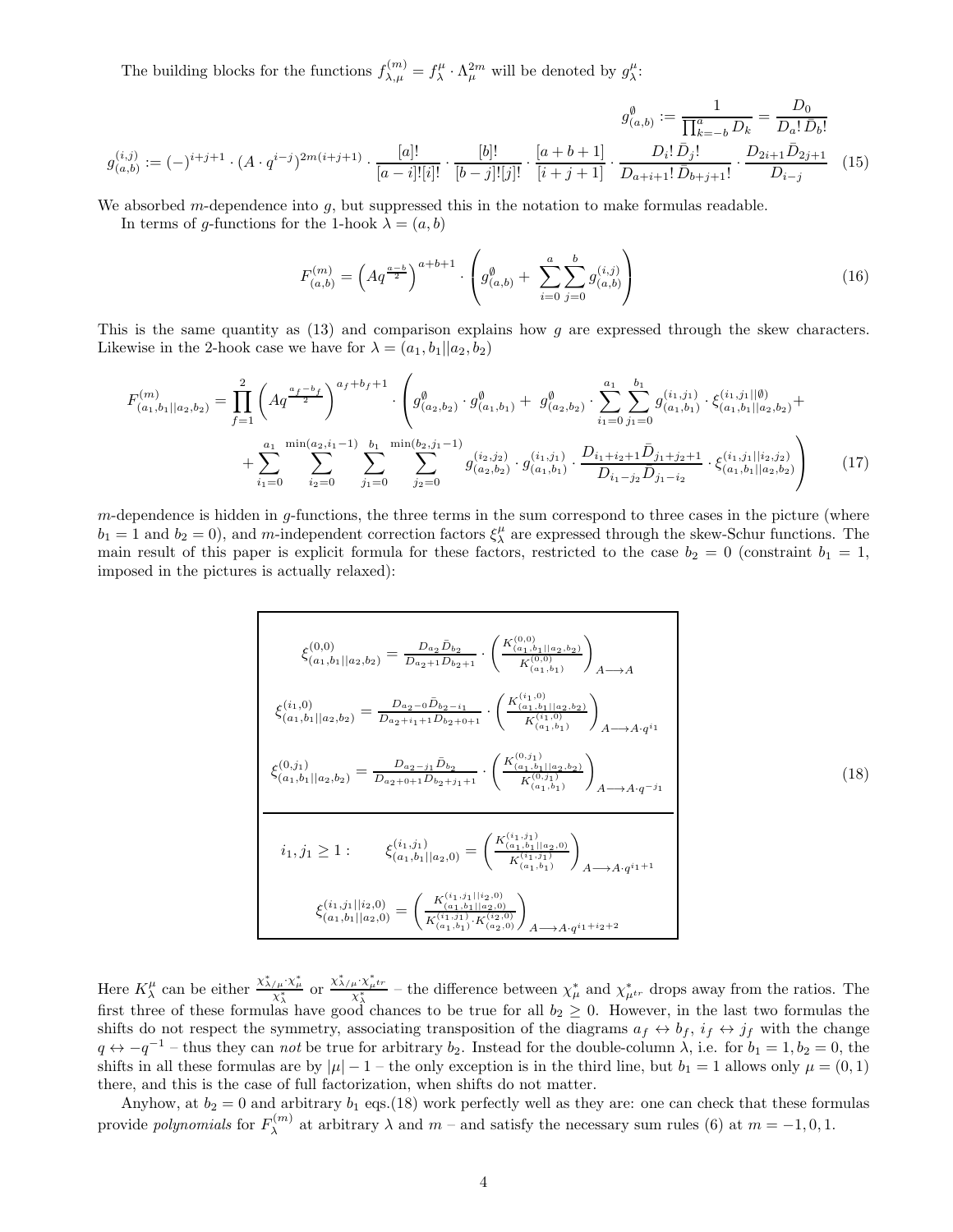The building blocks for the functions $f^{(m)}_{\lambda,\mu} = f^{\mu}_{\lambda} \cdot \Lambda^{2m}_{\mu}$ will be denoted by $g^{\mu}_{\lambda}$:

$$
g^{\emptyset}_{(a,b)} := \frac{1}{\prod_{k=-b}^{a} D_k} = \frac{D_0}{D_a!\,\bar{D}_b!}
$$

$$
g^{(i,j)}_{(a,b)} := (-)^{i+j+1} \cdot (A \cdot q^{i-j})^{2m(i+j+1)} \cdot \frac{[a]!}{[a-i]![i]!} \cdot \frac{[b]!}{[b-j]![j]!} \cdot \frac{[a+b+1]}{[i+j+1]} \cdot \frac{D_i!\,\bar{D}_j!}{D_{a+i+1}!\,\bar{D}_{b+j+1}!} \cdot \frac{D_{2i+1}\bar{D}_{2j+1}}{D_{i-j}} \tag{15}
$$

We absorbed $m$-dependence into $g$, but suppressed this in the notation to make formulas readable.

In terms of $g$-functions for the 1-hook $\lambda = (a, b)$

$$
F^{(m)}_{(a,b)} = \left(Aq^{\frac{a-b}{2}}\right)^{a+b+1} \cdot \left( g^{\emptyset}_{(a,b)} + \sum_{i=0}^{a} \sum_{j=0}^{b} g^{(i,j)}_{(a,b)} \right) \tag{16}
$$

This is the same quantity as (13) and comparison explains how $g$ are expressed through the skew characters. Likewise in the 2-hook case we have for $\lambda = (a_1, b_1||a_2, b_2)$

$$
F^{(m)}_{(a_1,b_1||a_2,b_2)} = \prod_{f=1}^{2} \left(Aq^{\frac{a_f-b_f}{2}}\right)^{a_f+b_f+1} \cdot \left( g^{\emptyset}_{(a_2,b_2)} \cdot g^{\emptyset}_{(a_1,b_1)} + g^{\emptyset}_{(a_2,b_2)} \cdot \sum_{i_1=0}^{a_1} \sum_{j_1=0}^{b_1} g^{(i_1,j_1)}_{(a_1,b_1)} \cdot \xi^{(i_1,j_1||\emptyset)}_{(a_1,b_1||a_2,b_2)} + \right.
$$
$$
\left. + \sum_{i_1=0}^{a_1} \sum_{i_2=0}^{\min(a_2,i_1-1)} \sum_{j_1=0}^{b_1} \sum_{j_2=0}^{\min(b_2,j_1-1)} g^{(i_2,j_2)}_{(a_2,b_2)} \cdot g^{(i_1,j_1)}_{(a_1,b_1)} \cdot \frac{D_{i_1+i_2+1}\bar{D}_{j_1+j_2+1}}{D_{i_1-j_2}\bar{D}_{j_1-i_2}} \cdot \xi^{(i_1,j_1||i_2,j_2)}_{(a_1,b_1||a_2,b_2)} \right) \tag{17}
$$

$m$-dependence is hidden in $g$-functions, the three terms in the sum correspond to three cases in the picture (where $b_1 = 1$ and $b_2 = 0$), and $m$-independent correction factors $\xi^{\mu}_{\lambda}$ are expressed through the skew-Schur functions. The main result of this paper is explicit formula for these factors, restricted to the case $b_2 = 0$ (constraint $b_1 = 1$, imposed in the pictures is actually relaxed):

$$
\xi^{(0,0)}_{(a_1,b_1||a_2,b_2)} = \frac{D_{a_2}\bar{D}_{b_2}}{D_{a_2+1}D_{b_2+1}} \cdot \left( \frac{K^{(0,0)}_{(a_1,b_1||a_2,b_2)}}{K^{(0,0)}_{(a_1,b_1)}} \right)_{A\longrightarrow A}
$$

$$
\xi^{(i_1,0)}_{(a_1,b_1||a_2,b_2)} = \frac{D_{a_2-0}\bar{D}_{b_2-i_1}}{D_{a_2+i_1+1}D_{b_2+0+1}} \cdot \left( \frac{K^{(i_1,0)}_{(a_1,b_1||a_2,b_2)}}{K^{(i_1,0)}_{(a_1,b_1)}} \right)_{A\longrightarrow A\cdot q^{i_1}}
$$

$$
\xi^{(0,j_1)}_{(a_1,b_1||a_2,b_2)} = \frac{D_{a_2-j_1}\bar{D}_{b_2}}{D_{a_2+0+1}D_{b_2+j_1+1}} \cdot \left( \frac{K^{(0,j_1)}_{(a_1,b_1||a_2,b_2)}}{K^{(0,j_1)}_{(a_1,b_1)}} \right)_{A\longrightarrow A\cdot q^{-j_1}} \tag{18}
$$

$$
i_1, j_1 \geq 1: \qquad \xi^{(i_1,j_1)}_{(a_1,b_1||a_2,0)} = \left( \frac{K^{(i_1,j_1)}_{(a_1,b_1||a_2,0)}}{K^{(i_1,j_1)}_{(a_1,b_1)}} \right)_{A\longrightarrow A\cdot q^{i_1+1}}
$$

$$
\xi^{(i_1,j_1||i_2,0)}_{(a_1,b_1||a_2,0)} = \left( \frac{K^{(i_1,j_1||i_2,0)}_{(a_1,b_1||a_2,0)}}{K^{(i_1,j_1)}_{(a_1,b_1)} \cdot K^{(i_2,0)}_{(a_2,0)}} \right)_{A\longrightarrow A\cdot q^{i_1+i_2+2}}
$$

Here $K^{\mu}_{\lambda}$ can be either $\frac{\chi^*_{\lambda/\mu}\cdot\chi^*_{\mu}}{\chi^*_{\lambda}}$ or $\frac{\chi^*_{\lambda/\mu}\cdot\chi^*_{\mu^{tr}}}{\chi^*_{\lambda}}$ – the difference between $\chi^*_{\mu}$ and $\chi^*_{\mu^{tr}}$ drops away from the ratios. The first three of these formulas have good chances to be true for all $b_2 \geq 0$. However, in the last two formulas the shifts do not respect the symmetry, associating transposition of the diagrams $a_f \leftrightarrow b_f$, $i_f \leftrightarrow j_f$ with the change $q \leftrightarrow -q^{-1}$ – thus they can *not* be true for arbitrary $b_2$. Instead for the double-column $\lambda$, i.e. for $b_1 = 1, b_2 = 0$, the shifts in all these formulas are by $|\mu| - 1$ – the only exception is in the third line, but $b_1 = 1$ allows only $\mu = (0, 1)$ there, and this is the case of full factorization, when shifts do not matter.

Anyhow, at $b_2 = 0$ and arbitrary $b_1$ eqs.(18) work perfectly well as they are: one can check that these formulas provide *polynomials* for $F^{(m)}_{\lambda}$ at arbitrary $\lambda$ and $m$ – and satisfy the necessary sum rules (6) at $m = -1, 0, 1$.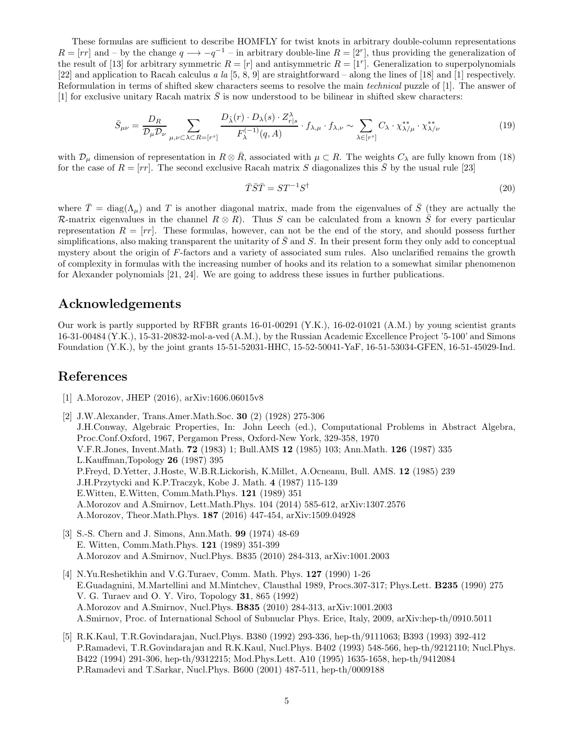These formulas are sufficient to describe HOMFLY for twist knots in arbitrary double-column representations $R = [rr]$ and – by the change $q \longrightarrow -q^{-1}$ – in arbitrary double-line $R = [2^r]$, thus providing the generalization of the result of [13] for arbitrary symmetric $R = [r]$ and antisymmetric $R = [1^r]$. Generalization to superpolynomials [22] and application to Racah calculus *a la* [5, 8, 9] are straightforward – along the lines of [18] and [1] respectively. Reformulation in terms of shifted skew characters seems to resolve the main *technical* puzzle of [1]. The answer of [1] for exclusive unitary Racah matrix $\bar{S}$ is now understood to be bilinear in shifted skew characters:

$$\bar{S}_{\mu\nu} = \frac{D_R}{\mathcal{D}_\mu \mathcal{D}_\nu} \sum_{\mu,\nu\subset\lambda\subset R=[r^s]} \frac{D_{\tilde{\lambda}}(r)\cdot D_\lambda(s)\cdot Z^\lambda_{r|s}}{F^{(-1)}_\lambda(q,A)} \cdot f_{\lambda,\mu}\cdot f_{\lambda,\nu} \sim \sum_{\lambda\in[r^s]} C_\lambda \cdot \chi^{**}_{\lambda/\mu}\cdot\chi^{**}_{\lambda/\nu} \tag{19}$$

with $\mathcal{D}_\mu$ dimension of representation in $R\otimes\bar{R}$, associated with $\mu\subset R$. The weights $C_\lambda$ are fully known from (18) for the case of $R = [rr]$. The second exclusive Racah matrix $S$ diagonalizes this $\bar{S}$ by the usual rule [23]

$$\bar{T}\bar{S}\bar{T} = ST^{-1}S^\dagger \tag{20}$$

where $\bar{T} = \mathrm{diag}(\Lambda_\mu)$ and $T$ is another diagonal matrix, made from the eigenvalues of $\bar{S}$ (they are actually the $\mathcal{R}$-matrix eigenvalues in the channel $R\otimes R$). Thus $S$ can be calculated from a known $\bar{S}$ for every particular representation $R = [rr]$. These formulas, however, can not be the end of the story, and should possess further simplifications, also making transparent the unitarity of $\bar{S}$ and $S$. In their present form they only add to conceptual mystery about the origin of $F$-factors and a variety of associated sum rules. Also unclarified remains the growth of complexity in formulas with the increasing number of hooks and its relation to a somewhat similar phenomenon for Alexander polynomials [21, 24]. We are going to address these issues in further publications.

## Acknowledgements

Our work is partly supported by RFBR grants 16-01-00291 (Y.K.), 16-02-01021 (A.M.) by young scientist grants 16-31-00484 (Y.K.), 15-31-20832-mol-a-ved (A.M.), by the Russian Academic Excellence Project '5-100' and Simons Foundation (Y.K.), by the joint grants 15-51-52031-HHC, 15-52-50041-YaF, 16-51-53034-GFEN, 16-51-45029-Ind.

## References

[1] A.Morozov, JHEP (2016), arXiv:1606.06015v8

[2] J.W.Alexander, Trans.Amer.Math.Soc. **30** (2) (1928) 275-306
J.H.Conway, Algebraic Properties, In: John Leech (ed.), Computational Problems in Abstract Algebra, Proc.Conf.Oxford, 1967, Pergamon Press, Oxford-New York, 329-358, 1970
V.F.R.Jones, Invent.Math. **72** (1983) 1; Bull.AMS **12** (1985) 103; Ann.Math. **126** (1987) 335
L.Kauffman,Topology **26** (1987) 395
P.Freyd, D.Yetter, J.Hoste, W.B.R.Lickorish, K.Millet, A.Ocneanu, Bull. AMS. **12** (1985) 239
J.H.Przytycki and K.P.Traczyk, Kobe J. Math. **4** (1987) 115-139
E.Witten, E.Witten, Comm.Math.Phys. **121** (1989) 351
A.Morozov and A.Smirnov, Lett.Math.Phys. 104 (2014) 585-612, arXiv:1307.2576
A.Morozov, Theor.Math.Phys. **187** (2016) 447-454, arXiv:1509.04928

[3] S.-S. Chern and J. Simons, Ann.Math. **99** (1974) 48-69
E. Witten, Comm.Math.Phys. **121** (1989) 351-399
A.Morozov and A.Smirnov, Nucl.Phys. B835 (2010) 284-313, arXiv:1001.2003

[4] N.Yu.Reshetikhin and V.G.Turaev, Comm. Math. Phys. **127** (1990) 1-26
E.Guadagnini, M.Martellini and M.Mintchev, Clausthal 1989, Procs.307-317; Phys.Lett. **B235** (1990) 275
V. G. Turaev and O. Y. Viro, Topology **31**, 865 (1992)
A.Morozov and A.Smirnov, Nucl.Phys. **B835** (2010) 284-313, arXiv:1001.2003
A.Smirnov, Proc. of International School of Subnuclar Phys. Erice, Italy, 2009, arXiv:hep-th/0910.5011

[5] R.K.Kaul, T.R.Govindarajan, Nucl.Phys. B380 (1992) 293-336, hep-th/9111063; B393 (1993) 392-412
P.Ramadevi, T.R.Govindarajan and R.K.Kaul, Nucl.Phys. B402 (1993) 548-566, hep-th/9212110; Nucl.Phys. B422 (1994) 291-306, hep-th/9312215; Mod.Phys.Lett. A10 (1995) 1635-1658, hep-th/9412084
P.Ramadevi and T.Sarkar, Nucl.Phys. B600 (2001) 487-511, hep-th/0009188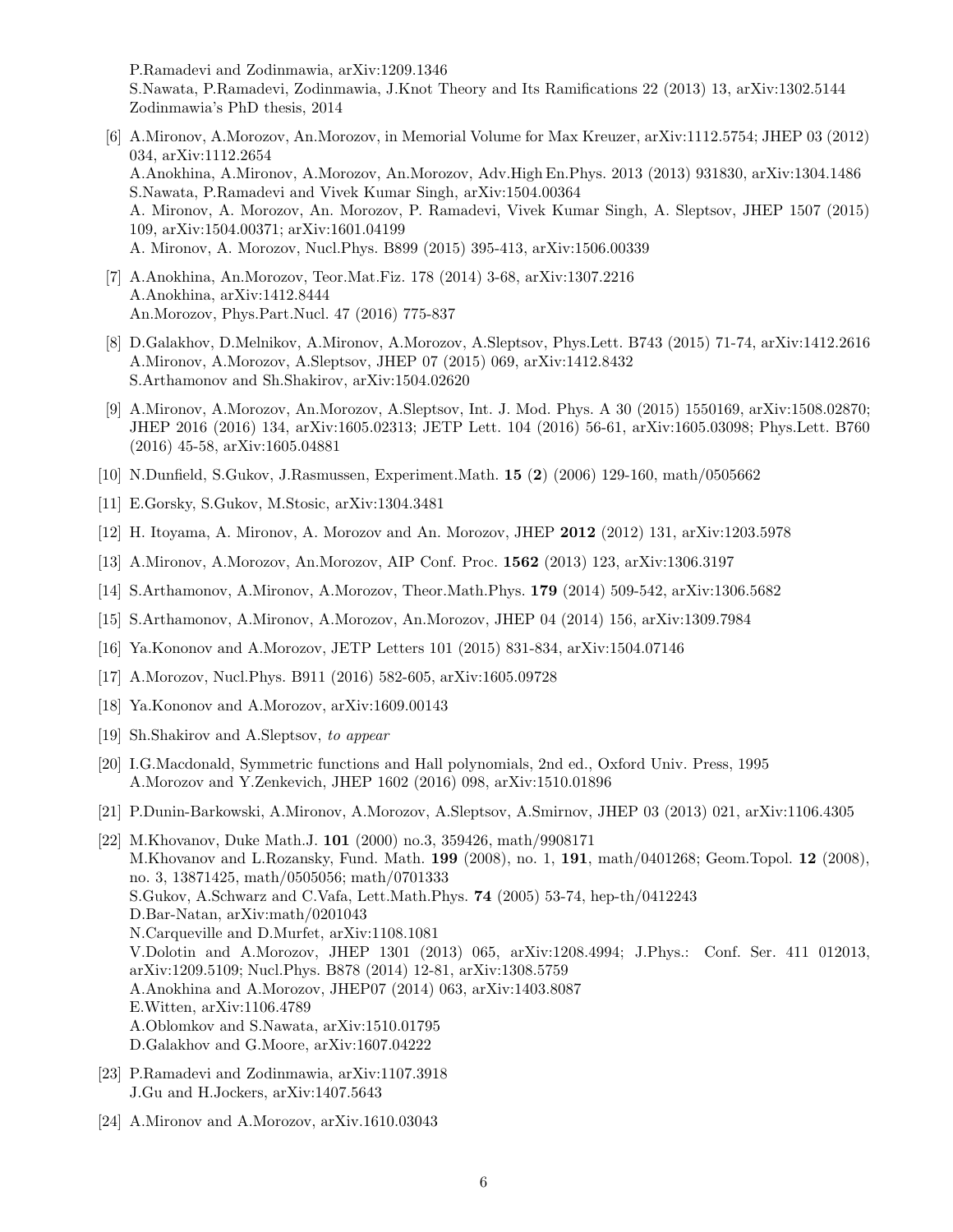P.Ramadevi and Zodinmawia, arXiv:1209.1346
S.Nawata, P.Ramadevi, Zodinmawia, J.Knot Theory and Its Ramifications 22 (2013) 13, arXiv:1302.5144
Zodinmawia's PhD thesis, 2014

[6] A.Mironov, A.Morozov, An.Morozov, in Memorial Volume for Max Kreuzer, arXiv:1112.5754; JHEP 03 (2012) 034, arXiv:1112.2654
A.Anokhina, A.Mironov, A.Morozov, An.Morozov, Adv.High En.Phys. 2013 (2013) 931830, arXiv:1304.1486
S.Nawata, P.Ramadevi and Vivek Kumar Singh, arXiv:1504.00364
A. Mironov, A. Morozov, An. Morozov, P. Ramadevi, Vivek Kumar Singh, A. Sleptsov, JHEP 1507 (2015) 109, arXiv:1504.00371; arXiv:1601.04199
A. Mironov, A. Morozov, Nucl.Phys. B899 (2015) 395-413, arXiv:1506.00339

[7] A.Anokhina, An.Morozov, Teor.Mat.Fiz. 178 (2014) 3-68, arXiv:1307.2216
A.Anokhina, arXiv:1412.8444
An.Morozov, Phys.Part.Nucl. 47 (2016) 775-837

[8] D.Galakhov, D.Melnikov, A.Mironov, A.Morozov, A.Sleptsov, Phys.Lett. B743 (2015) 71-74, arXiv:1412.2616
A.Mironov, A.Morozov, A.Sleptsov, JHEP 07 (2015) 069, arXiv:1412.8432
S.Arthamonov and Sh.Shakirov, arXiv:1504.02620

[9] A.Mironov, A.Morozov, An.Morozov, A.Sleptsov, Int. J. Mod. Phys. A 30 (2015) 1550169, arXiv:1508.02870; JHEP 2016 (2016) 134, arXiv:1605.02313; JETP Lett. 104 (2016) 56-61, arXiv:1605.03098; Phys.Lett. B760 (2016) 45-58, arXiv:1605.04881

[10] N.Dunfield, S.Gukov, J.Rasmussen, Experiment.Math. **15** (**2**) (2006) 129-160, math/0505662

[11] E.Gorsky, S.Gukov, M.Stosic, arXiv:1304.3481

[12] H. Itoyama, A. Mironov, A. Morozov and An. Morozov, JHEP **2012** (2012) 131, arXiv:1203.5978

[13] A.Mironov, A.Morozov, An.Morozov, AIP Conf. Proc. **1562** (2013) 123, arXiv:1306.3197

[14] S.Arthamonov, A.Mironov, A.Morozov, Theor.Math.Phys. **179** (2014) 509-542, arXiv:1306.5682

[15] S.Arthamonov, A.Mironov, A.Morozov, An.Morozov, JHEP 04 (2014) 156, arXiv:1309.7984

[16] Ya.Kononov and A.Morozov, JETP Letters 101 (2015) 831-834, arXiv:1504.07146

[17] A.Morozov, Nucl.Phys. B911 (2016) 582-605, arXiv:1605.09728

[18] Ya.Kononov and A.Morozov, arXiv:1609.00143

[19] Sh.Shakirov and A.Sleptsov, *to appear*

[20] I.G.Macdonald, Symmetric functions and Hall polynomials, 2nd ed., Oxford Univ. Press, 1995
A.Morozov and Y.Zenkevich, JHEP 1602 (2016) 098, arXiv:1510.01896

[21] P.Dunin-Barkowski, A.Mironov, A.Morozov, A.Sleptsov, A.Smirnov, JHEP 03 (2013) 021, arXiv:1106.4305

[22] M.Khovanov, Duke Math.J. **101** (2000) no.3, 359426, math/9908171
M.Khovanov and L.Rozansky, Fund. Math. **199** (2008), no. 1, **191**, math/0401268; Geom.Topol. **12** (2008), no. 3, 13871425, math/0505056; math/0701333
S.Gukov, A.Schwarz and C.Vafa, Lett.Math.Phys. **74** (2005) 53-74, hep-th/0412243
D.Bar-Natan, arXiv:math/0201043
N.Carqueville and D.Murfet, arXiv:1108.1081
V.Dolotin and A.Morozov, JHEP 1301 (2013) 065, arXiv:1208.4994; J.Phys.: Conf. Ser. 411 012013, arXiv:1209.5109; Nucl.Phys. B878 (2014) 12-81, arXiv:1308.5759
A.Anokhina and A.Morozov, JHEP07 (2014) 063, arXiv:1403.8087
E.Witten, arXiv:1106.4789
A.Oblomkov and S.Nawata, arXiv:1510.01795
D.Galakhov and G.Moore, arXiv:1607.04222

[23] P.Ramadevi and Zodinmawia, arXiv:1107.3918
J.Gu and H.Jockers, arXiv:1407.5643

[24] A.Mironov and A.Morozov, arXiv.1610.03043